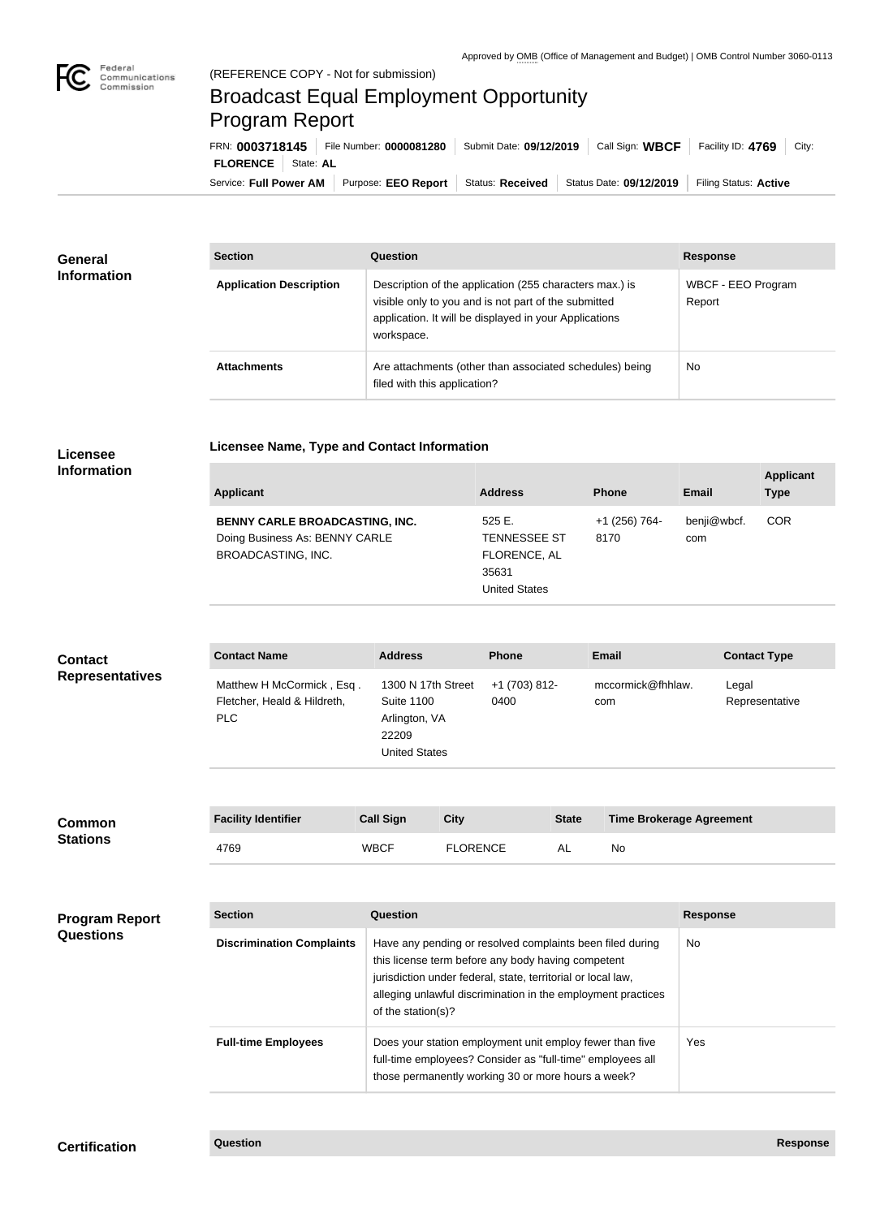Approved by OMB (Office of Management and Budget) | OMB Control Number 3060-0113

(REFERENCE COPY - Not for submission)

# Broadcast Equal Employment Opportunity Program Report

FRN: **0003718145** | File Number: **0000081280** | Submit Date: **09/12/2019** | Call Sign: **WBCF** | Facility ID: **4769** | City: **FLORENCE** | State: **AL**

Service: **Full Power AM** | Purpose: **EEO Report** | Status: **Received** | Status Date: **09/12/2019** | Filing Status: **Active**

## General Information

| Section | Question | Response |
| --- | --- | --- |
| **Application Description** | Description of the application (255 characters max.) is visible only to you and is not part of the submitted application. It will be displayed in your Applications workspace. | WBCF - EEO Program Report |
| **Attachments** | Are attachments (other than associated schedules) being filed with this application? | No |

## Licensee Information

**Licensee Name, Type and Contact Information**

| Applicant | Address | Phone | Email | Applicant Type |
| --- | --- | --- | --- | --- |
| **BENNY CARLE BROADCASTING, INC.** Doing Business As: BENNY CARLE BROADCASTING, INC. | 525 E. TENNESSEE ST FLORENCE, AL 35631 United States | +1 (256) 764-8170 | benji@wbcf.com | COR |

## Contact Representatives

| Contact Name | Address | Phone | Email | Contact Type |
| --- | --- | --- | --- | --- |
| Matthew H McCormick , Esq . Fletcher, Heald & Hildreth, PLC | 1300 N 17th Street Suite 1100 Arlington, VA 22209 United States | +1 (703) 812-0400 | mccormick@fhhlaw.com | Legal Representative |

## Common Stations

| Facility Identifier | Call Sign | City | State | Time Brokerage Agreement |
| --- | --- | --- | --- | --- |
| 4769 | WBCF | FLORENCE | AL | No |

## Program Report Questions

| Section | Question | Response |
| --- | --- | --- |
| **Discrimination Complaints** | Have any pending or resolved complaints been filed during this license term before any body having competent jurisdiction under federal, state, territorial or local law, alleging unlawful discrimination in the employment practices of the station(s)? | No |
| **Full-time Employees** | Does your station employment unit employ fewer than five full-time employees? Consider as "full-time" employees all those permanently working 30 or more hours a week? | Yes |

## Certification

| Question | Response |
| --- | --- |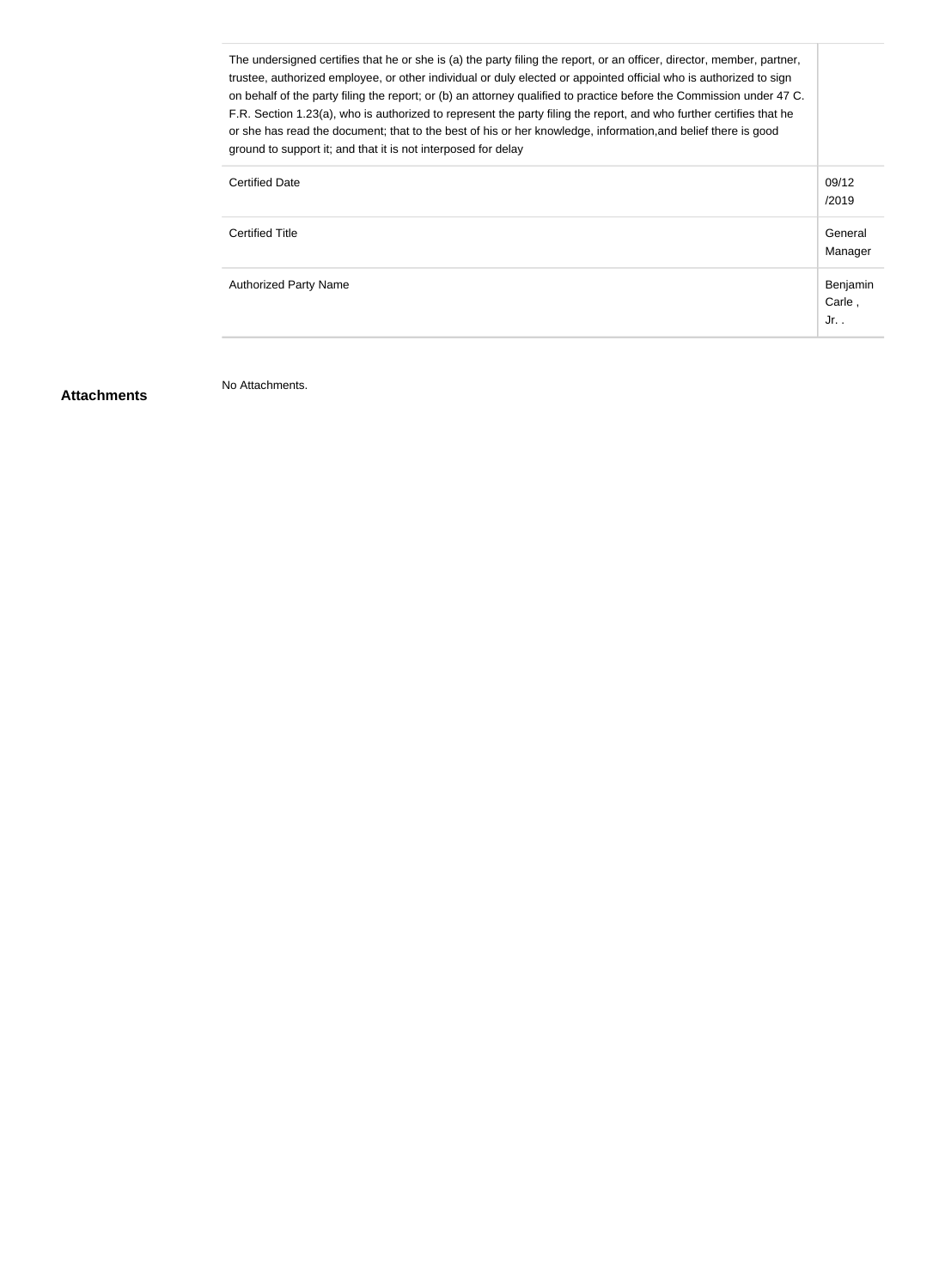| | |
|---|---|
| The undersigned certifies that he or she is (a) the party filing the report, or an officer, director, member, partner, trustee, authorized employee, or other individual or duly elected or appointed official who is authorized to sign on behalf of the party filing the report; or (b) an attorney qualified to practice before the Commission under 47 C.F.R. Section 1.23(a), who is authorized to represent the party filing the report, and who further certifies that he or she has read the document; that to the best of his or her knowledge, information,and belief there is good ground to support it; and that it is not interposed for delay | |
| Certified Date | 09/12/2019 |
| Certified Title | General Manager |
| Authorized Party Name | Benjamin Carle , Jr. . |

**Attachments**

No Attachments.